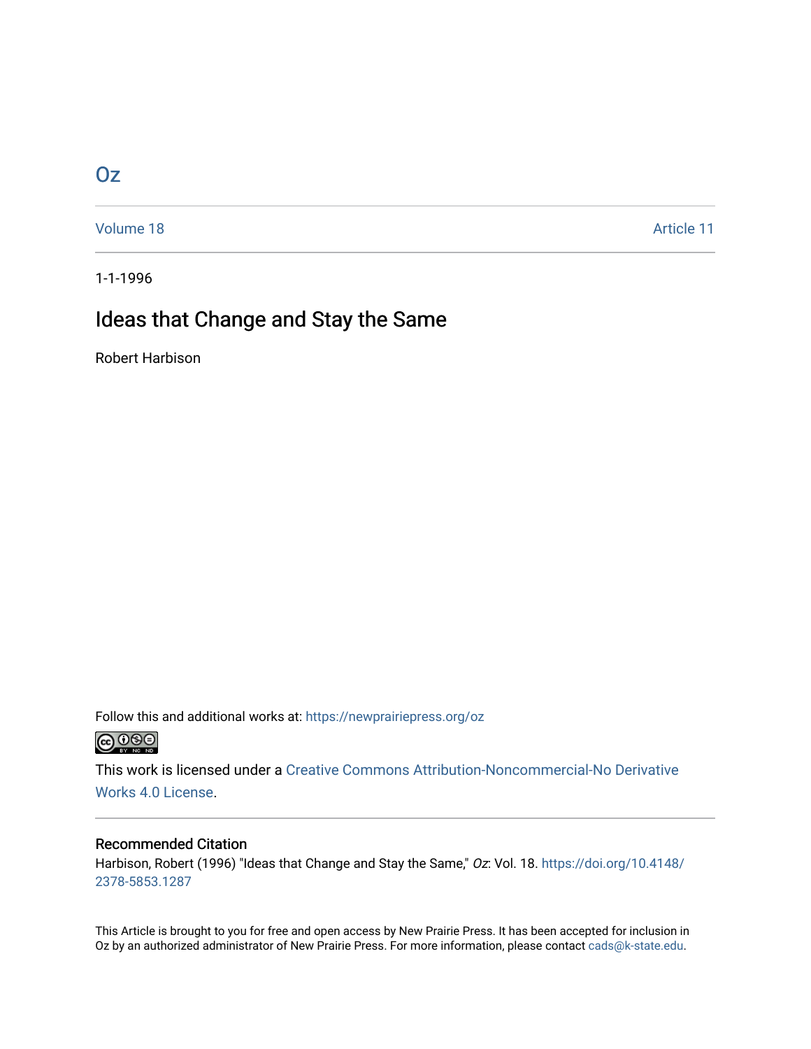# Oz

Volume 18 | Article 11

1-1-1996

## Ideas that Change and Stay the Same

Robert Harbison

Follow this and additional works at: https://newprairiepress.org/oz

This work is licensed under a Creative Commons Attribution-Noncommercial-No Derivative Works 4.0 License.

### Recommended Citation

Harbison, Robert (1996) "Ideas that Change and Stay the Same," *Oz*: Vol. 18. https://doi.org/10.4148/2378-5853.1287

This Article is brought to you for free and open access by New Prairie Press. It has been accepted for inclusion in Oz by an authorized administrator of New Prairie Press. For more information, please contact cads@k-state.edu.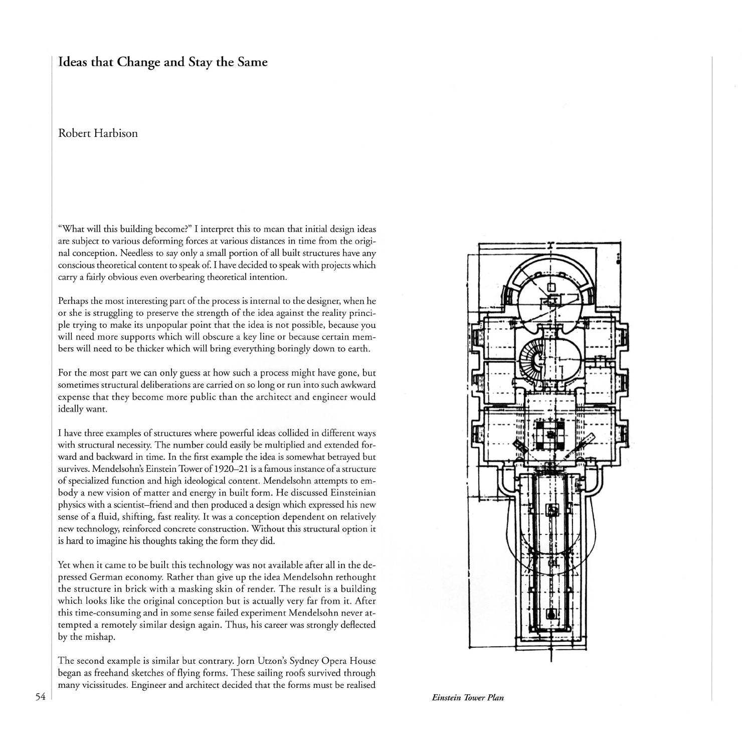# Ideas that Change and Stay the Same

Robert Harbison

"What will this building become?" I interpret this to mean that initial design ideas are subject to various deforming forces at various distances in time from the original conception. Needless to say only a small portion of all built structures have any conscious theoretical content to speak of. I have decided to speak with projects which carry a fairly obvious even overbearing theoretical intention.

Perhaps the most interesting part of the process is internal to the designer, when he or she is struggling to preserve the strength of the idea against the reality principle trying to make its unpopular point that the idea is not possible, because you will need more supports which will obscure a key line or because certain members will need to be thicker which will bring everything boringly down to earth.

For the most part we can only guess at how such a process might have gone, but sometimes structural deliberations are carried on so long or run into such awkward expense that they become more public than the architect and engineer would ideally want.

I have three examples of structures where powerful ideas collided in different ways with structural necessity. The number could easily be multiplied and extended forward and backward in time. In the first example the idea is somewhat betrayed but survives. Mendelsohn's Einstein Tower of 1920–21 is a famous instance of a structure of specialized function and high ideological content. Mendelsohn attempts to embody a new vision of matter and energy in built form. He discussed Einsteinian physics with a scientist–friend and then produced a design which expressed his new sense of a fluid, shifting, fast reality. It was a conception dependent on relatively new technology, reinforced concrete construction. Without this structural option it is hard to imagine his thoughts taking the form they did.

Yet when it came to be built this technology was not available after all in the depressed German economy. Rather than give up the idea Mendelsohn rethought the structure in brick with a masking skin of render. The result is a building which looks like the original conception but is actually very far from it. After this time-consuming and in some sense failed experiment Mendelsohn never attempted a remotely similar design again. Thus, his career was strongly deflected by the mishap.

The second example is similar but contrary. Jorn Utzon's Sydney Opera House began as freehand sketches of flying forms. These sailing roofs survived through many vicissitudes. Engineer and architect decided that the forms must be realised

*Einstein Tower Plan*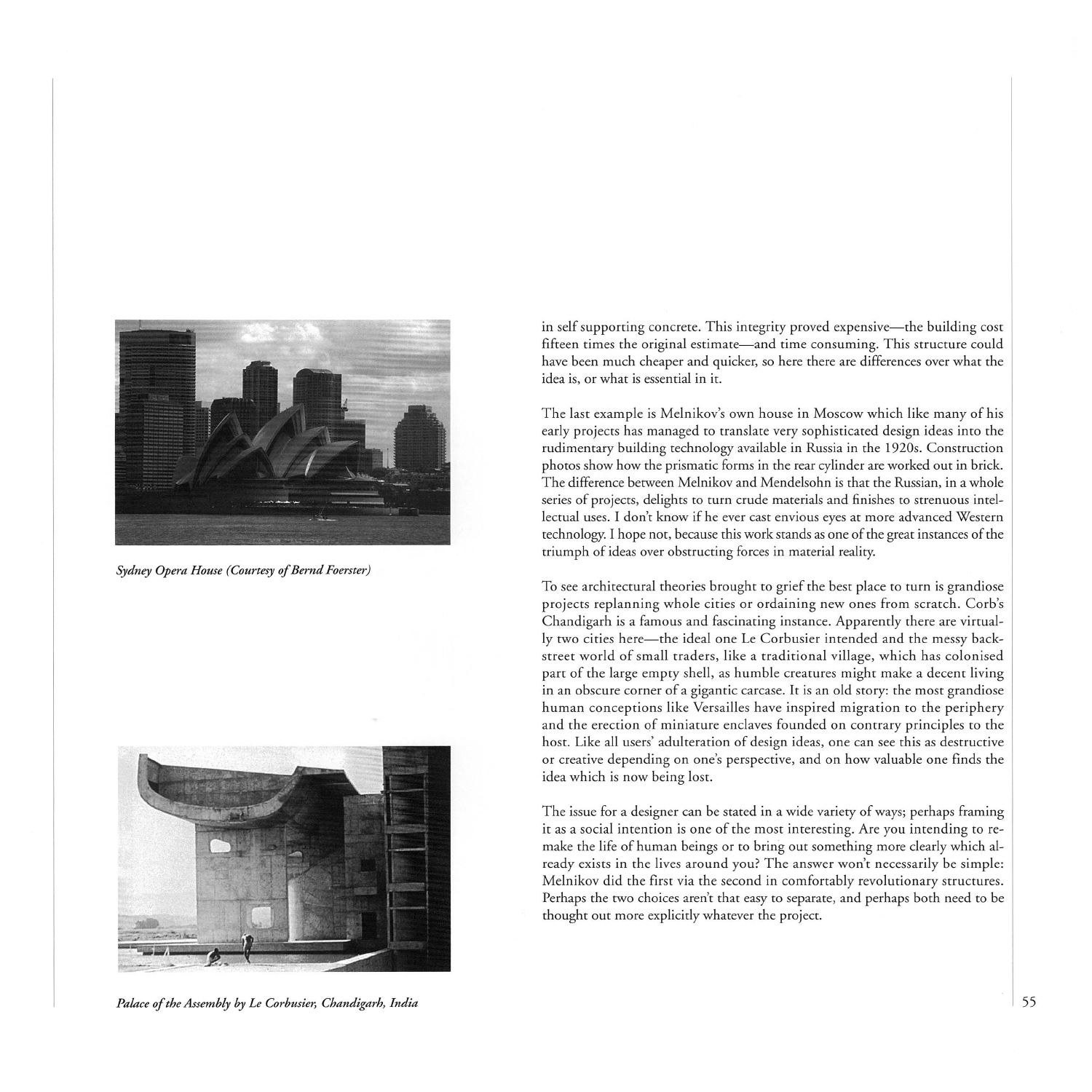*Sydney Opera House (Courtesy of Bernd Foerster)*

*Palace of the Assembly by Le Corbusier, Chandigarh, India*

in self supporting concrete. This integrity proved expensive—the building cost fifteen times the original estimate—and time consuming. This structure could have been much cheaper and quicker, so here there are differences over what the idea is, or what is essential in it.

The last example is Melnikov's own house in Moscow which like many of his early projects has managed to translate very sophisticated design ideas into the rudimentary building technology available in Russia in the 1920s. Construction photos show how the prismatic forms in the rear cylinder are worked out in brick. The difference between Melnikov and Mendelsohn is that the Russian, in a whole series of projects, delights to turn crude materials and finishes to strenuous intellectual uses. I don't know if he ever cast envious eyes at more advanced Western technology. I hope not, because this work stands as one of the great instances of the triumph of ideas over obstructing forces in material reality.

To see architectural theories brought to grief the best place to turn is grandiose projects replanning whole cities or ordaining new ones from scratch. Corb's Chandigarh is a famous and fascinating instance. Apparently there are virtually two cities here—the ideal one Le Corbusier intended and the messy backstreet world of small traders, like a traditional village, which has colonised part of the large empty shell, as humble creatures might make a decent living in an obscure corner of a gigantic carcase. It is an old story: the most grandiose human conceptions like Versailles have inspired migration to the periphery and the erection of miniature enclaves founded on contrary principles to the host. Like all users' adulteration of design ideas, one can see this as destructive or creative depending on one's perspective, and on how valuable one finds the idea which is now being lost.

The issue for a designer can be stated in a wide variety of ways; perhaps framing it as a social intention is one of the most interesting. Are you intending to remake the life of human beings or to bring out something more clearly which already exists in the lives around you? The answer won't necessarily be simple: Melnikov did the first via the second in comfortably revolutionary structures. Perhaps the two choices aren't that easy to separate, and perhaps both need to be thought out more explicitly whatever the project.